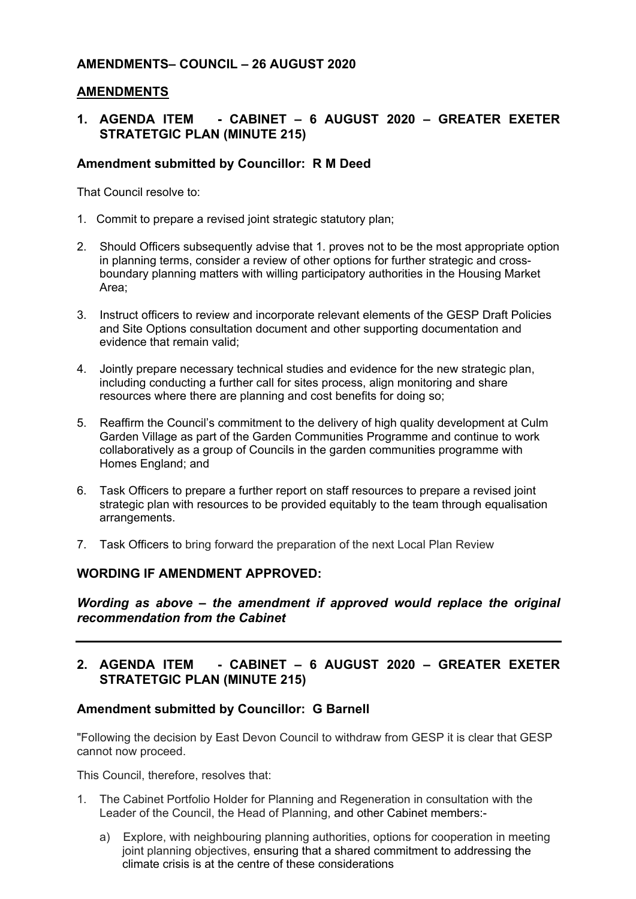## AMENDMENTS– COUNCIL – 26 AUGUST 2020

## AMENDMENTS

### 1. AGENDA ITEM - CABINET – 6 AUGUST 2020 – GREATER EXETER STRATETGIC PLAN (MINUTE 215)

**Amendment submitted by Councillor: R M Deed**

That Council resolve to:

1. Commit to prepare a revised joint strategic statutory plan;
2. Should Officers subsequently advise that 1. proves not to be the most appropriate option in planning terms, consider a review of other options for further strategic and cross-boundary planning matters with willing participatory authorities in the Housing Market Area;
3. Instruct officers to review and incorporate relevant elements of the GESP Draft Policies and Site Options consultation document and other supporting documentation and evidence that remain valid;
4. Jointly prepare necessary technical studies and evidence for the new strategic plan, including conducting a further call for sites process, align monitoring and share resources where there are planning and cost benefits for doing so;
5. Reaffirm the Council's commitment to the delivery of high quality development at Culm Garden Village as part of the Garden Communities Programme and continue to work collaboratively as a group of Councils in the garden communities programme with Homes England; and
6. Task Officers to prepare a further report on staff resources to prepare a revised joint strategic plan with resources to be provided equitably to the team through equalisation arrangements.
7. Task Officers to bring forward the preparation of the next Local Plan Review

**WORDING IF AMENDMENT APPROVED:**

***Wording as above – the amendment if approved would replace the original recommendation from the Cabinet***

---

### 2. AGENDA ITEM - CABINET – 6 AUGUST 2020 – GREATER EXETER STRATETGIC PLAN (MINUTE 215)

**Amendment submitted by Councillor: G Barnell**

"Following the decision by East Devon Council to withdraw from GESP it is clear that GESP cannot now proceed.

This Council, therefore, resolves that:

1. The Cabinet Portfolio Holder for Planning and Regeneration in consultation with the Leader of the Council, the Head of Planning, and other Cabinet members:-
    a) Explore, with neighbouring planning authorities, options for cooperation in meeting joint planning objectives, ensuring that a shared commitment to addressing the climate crisis is at the centre of these considerations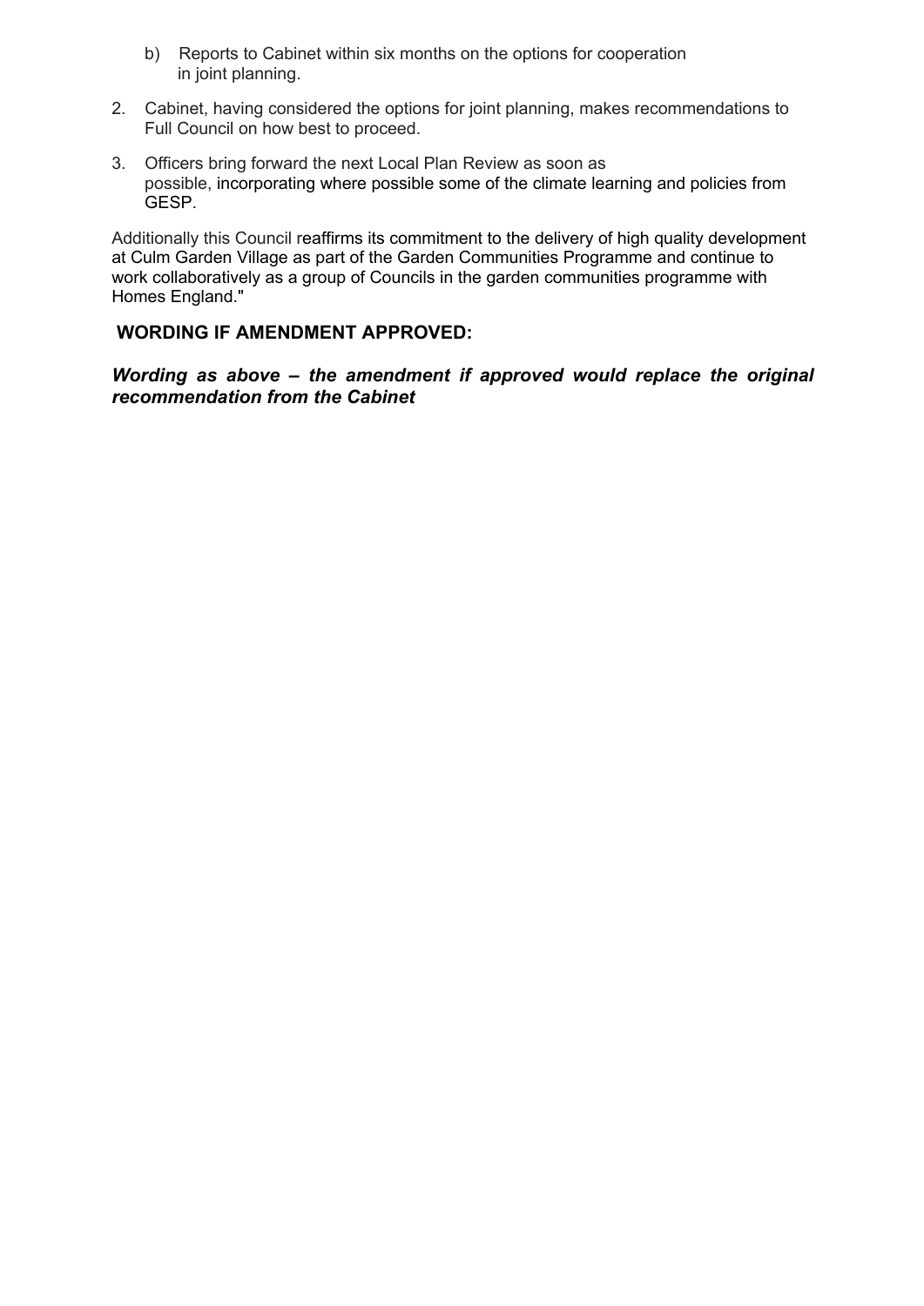b) Reports to Cabinet within six months on the options for cooperation in joint planning.

2. Cabinet, having considered the options for joint planning, makes recommendations to Full Council on how best to proceed.

3. Officers bring forward the next Local Plan Review as soon as possible, incorporating where possible some of the climate learning and policies from GESP.

Additionally this Council reaffirms its commitment to the delivery of high quality development at Culm Garden Village as part of the Garden Communities Programme and continue to work collaboratively as a group of Councils in the garden communities programme with Homes England."

**WORDING IF AMENDMENT APPROVED:**

***Wording as above – the amendment if approved would replace the original recommendation from the Cabinet***